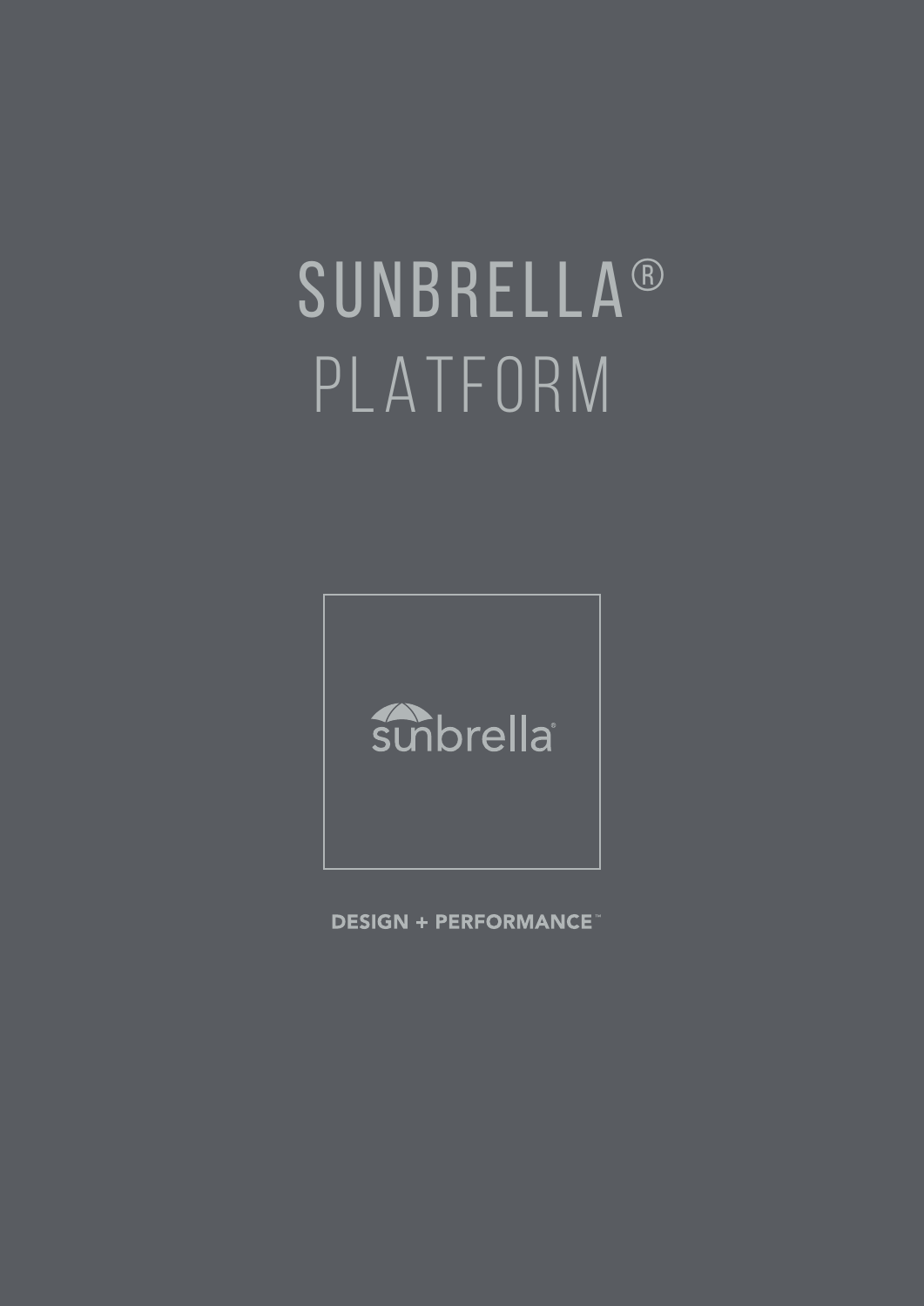# SUNBRELLA® PLATFORM

sunbrella®

DESIGN + PERFORMANCE™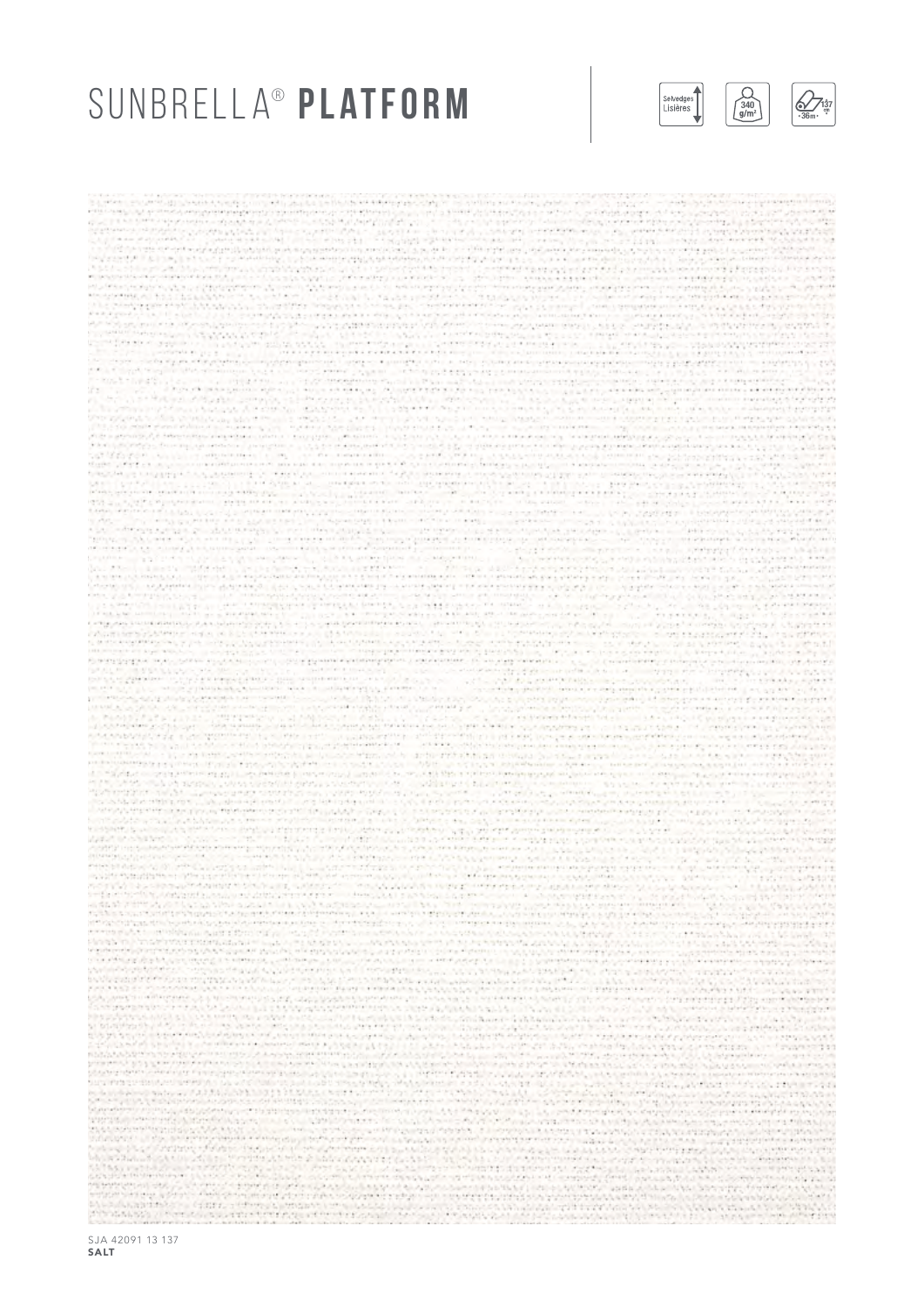# SUNBRELLA® **PLATFORM**

Selvedges Lisières | 340 g/m² | 137 cm · 36m ·

SJA 42091 13 137
**SALT**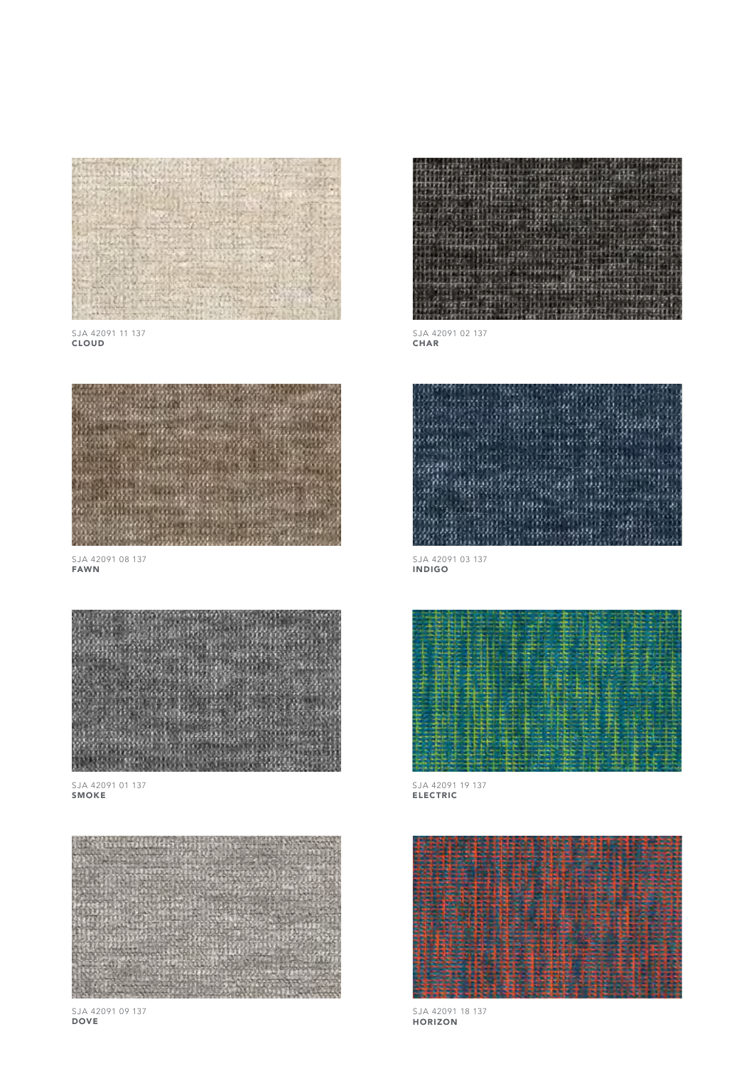SJA 42091 11 137
**CLOUD**

SJA 42091 02 137
**CHAR**

SJA 42091 08 137
**FAWN**

SJA 42091 03 137
**INDIGO**

SJA 42091 01 137
**SMOKE**

SJA 42091 19 137
**ELECTRIC**

SJA 42091 09 137
**DOVE**

SJA 42091 18 137
**HORIZON**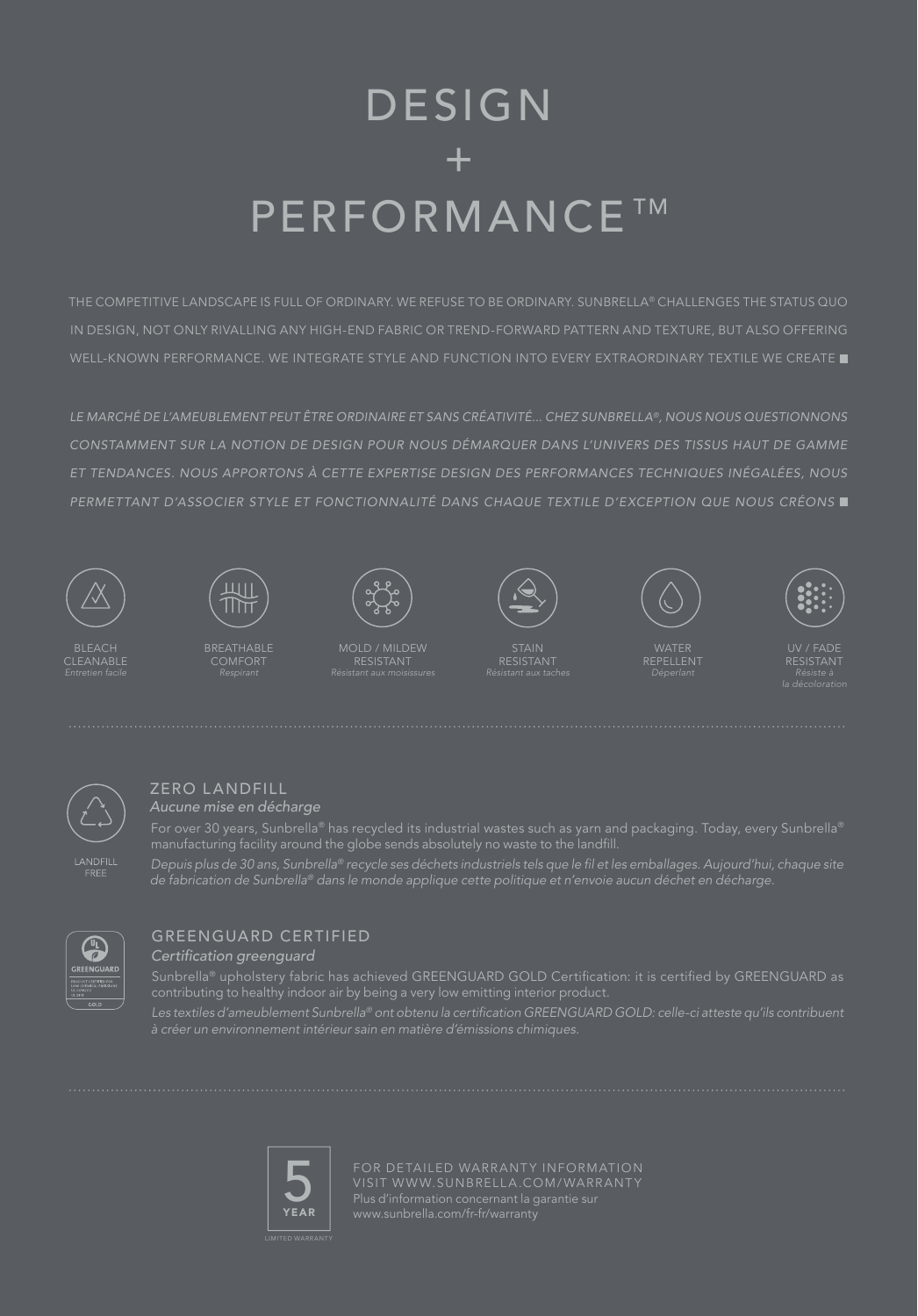# DESIGN + PERFORMANCE™

THE COMPETITIVE LANDSCAPE IS FULL OF ORDINARY. WE REFUSE TO BE ORDINARY. SUNBRELLA® CHALLENGES THE STATUS QUO IN DESIGN, NOT ONLY RIVALLING ANY HIGH-END FABRIC OR TREND-FORWARD PATTERN AND TEXTURE, BUT ALSO OFFERING WELL-KNOWN PERFORMANCE. WE INTEGRATE STYLE AND FUNCTION INTO EVERY EXTRAORDINARY TEXTILE WE CREATE ■

*LE MARCHÉ DE L'AMEUBLEMENT PEUT ÊTRE ORDINAIRE ET SANS CRÉATIVITÉ... CHEZ SUNBRELLA®, NOUS NOUS QUESTIONNONS CONSTAMMENT SUR LA NOTION DE DESIGN POUR NOUS DÉMARQUER DANS L'UNIVERS DES TISSUS HAUT DE GAMME ET TENDANCES. NOUS APPORTONS À CETTE EXPERTISE DESIGN DES PERFORMANCES TECHNIQUES INÉGALÉES, NOUS PERMETTANT D'ASSOCIER STYLE ET FONCTIONNALITÉ DANS CHAQUE TEXTILE D'EXCEPTION QUE NOUS CRÉONS* ■

- BLEACH CLEANABLE — *Entretien facile*
- BREATHABLE COMFORT — *Respirant*
- MOLD / MILDEW RESISTANT — *Résistant aux moisissures*
- STAIN RESISTANT — *Résistant aux taches*
- WATER REPELLENT — *Déperlant*
- UV / FADE RESISTANT — *Résiste à la décoloration*

LANDFILL FREE

## ZERO LANDFILL

*Aucune mise en décharge*

For over 30 years, Sunbrella® has recycled its industrial wastes such as yarn and packaging. Today, every Sunbrella® manufacturing facility around the globe sends absolutely no waste to the landfill.

*Depuis plus de 30 ans, Sunbrella® recycle ses déchets industriels tels que le fil et les emballages. Aujourd'hui, chaque site de fabrication de Sunbrella® dans le monde applique cette politique et n'envoie aucun déchet en décharge.*

## GREENGUARD CERTIFIED

*Certification greenguard*

Sunbrella® upholstery fabric has achieved GREENGUARD GOLD Certification: it is certified by GREENGUARD as contributing to healthy indoor air by being a very low emitting interior product.

*Les textiles d'ameublement Sunbrella® ont obtenu la certification GREENGUARD GOLD: celle-ci atteste qu'ils contribuent à créer un environnement intérieur sain en matière d'émissions chimiques.*

5 YEAR LIMITED WARRANTY

FOR DETAILED WARRANTY INFORMATION VISIT WWW.SUNBRELLA.COM/WARRANTY

Plus d'information concernant la garantie sur www.sunbrella.com/fr-fr/warranty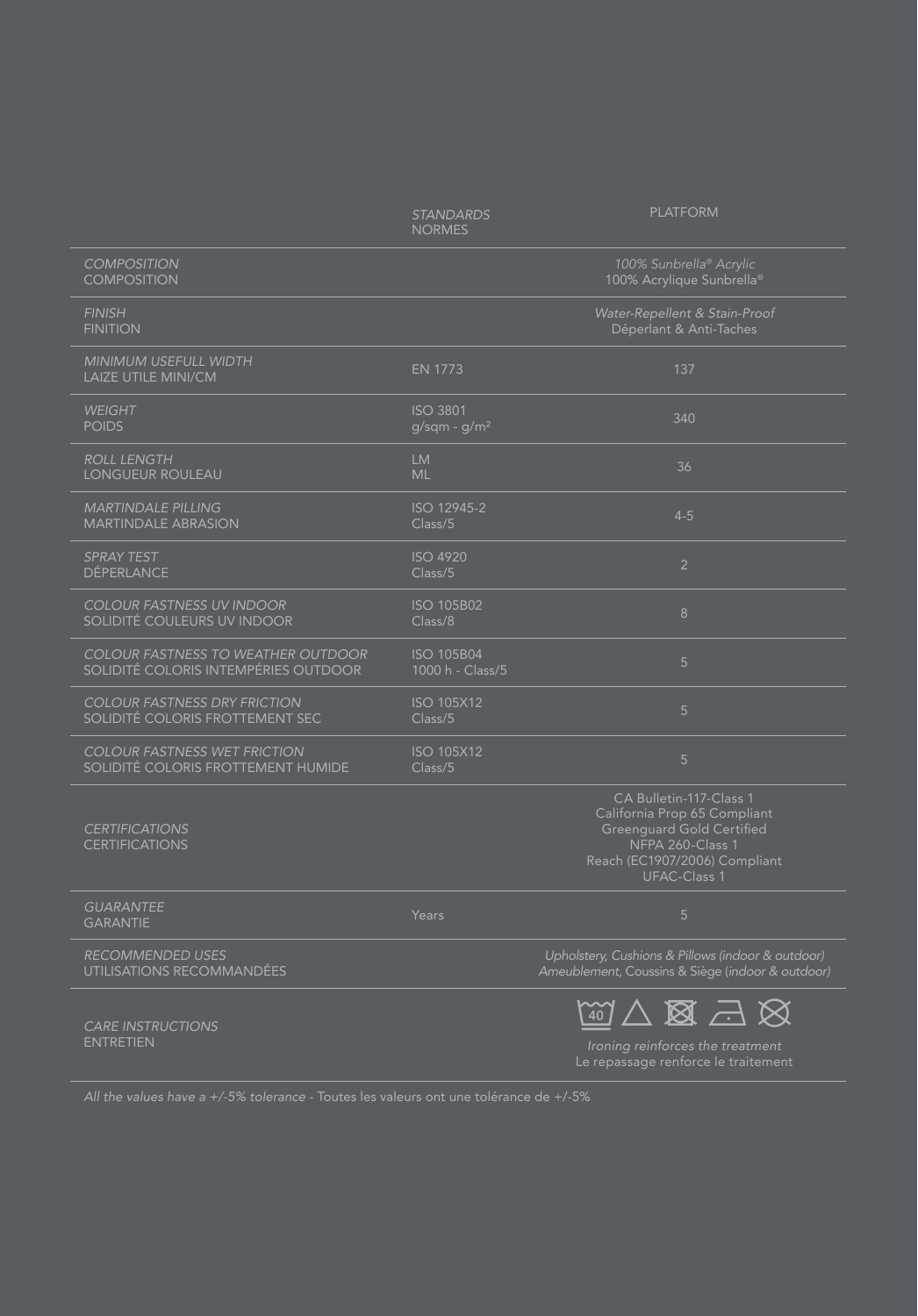| | *STANDARDS*<br>NORMES | PLATFORM |
|---|---|---|
| *COMPOSITION*<br>COMPOSITION | | *100% Sunbrella® Acrylic*<br>100% Acrylique Sunbrella® |
| *FINISH*<br>FINITION | | *Water-Repellent & Stain-Proof*<br>Déperlant & Anti-Taches |
| *MINIMUM USEFULL WIDTH*<br>LAIZE UTILE MINI/CM | EN 1773 | 137 |
| *WEIGHT*<br>POIDS | ISO 3801<br>g/sqm - g/m² | 340 |
| *ROLL LENGTH*<br>LONGUEUR ROULEAU | LM<br>ML | 36 |
| *MARTINDALE PILLING*<br>MARTINDALE ABRASION | ISO 12945-2<br>Class/5 | 4-5 |
| *SPRAY TEST*<br>DÉPERLANCE | ISO 4920<br>Class/5 | 2 |
| *COLOUR FASTNESS UV INDOOR*<br>SOLIDITÉ COULEURS UV INDOOR | ISO 105B02<br>Class/8 | 8 |
| *COLOUR FASTNESS TO WEATHER OUTDOOR*<br>SOLIDITÉ COLORIS INTEMPÉRIES OUTDOOR | ISO 105B04<br>1000 h - Class/5 | 5 |
| *COLOUR FASTNESS DRY FRICTION*<br>SOLIDITÉ COLORIS FROTTEMENT SEC | ISO 105X12<br>Class/5 | 5 |
| *COLOUR FASTNESS WET FRICTION*<br>SOLIDITÉ COLORIS FROTTEMENT HUMIDE | ISO 105X12<br>Class/5 | 5 |
| *CERTIFICATIONS*<br>CERTIFICATIONS | | CA Bulletin-117-Class 1<br>California Prop 65 Compliant<br>Greenguard Gold Certified<br>NFPA 260-Class 1<br>Reach (EC1907/2006) Compliant<br>UFAC-Class 1 |
| *GUARANTEE*<br>GARANTIE | Years | 5 |
| *RECOMMENDED USES*<br>UTILISATIONS RECOMMANDÉES | | *Upholstery, Cushions & Pillows (indoor & outdoor)*<br>Ameublement, Coussins & Siège (*indoor & outdoor*) |
| *CARE INSTRUCTIONS*<br>ENTRETIEN | | 40<br>*Ironing reinforces the treatment*<br>Le repassage renforce le traitement |

*All the values have a +/-5% tolerance* - Toutes les valeurs ont une tolérance de +/-5%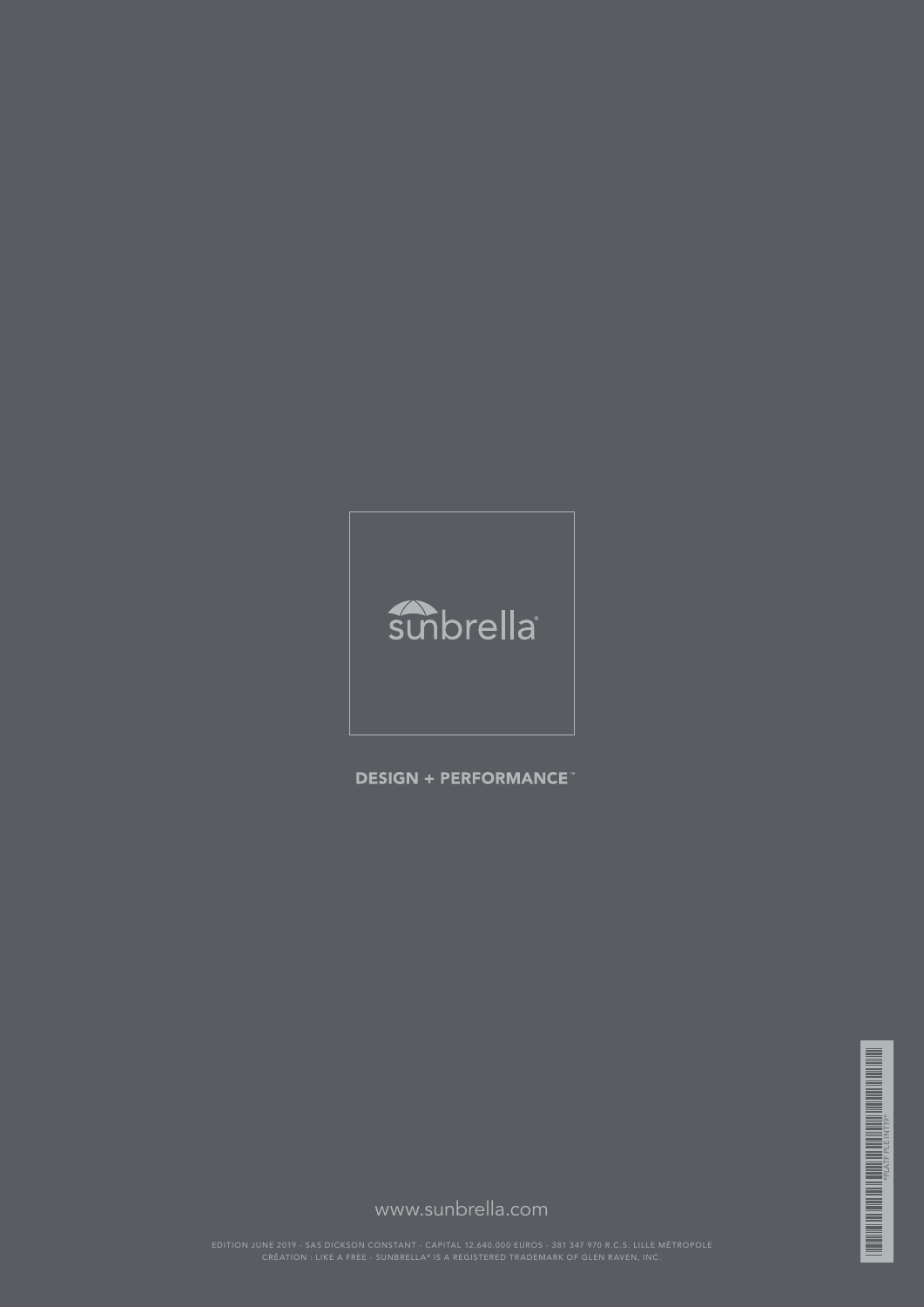sunbrella®

DESIGN + PERFORMANCE™

www.sunbrella.com

EDITION JUNE 2019 - SAS DICKSON CONSTANT - CAPITAL 12.640.000 EUROS - 381 347 970 R.C.S. LILLE MÉTROPOLE
CRÉATION : LIKE A FREE - SUNBRELLA® IS A REGISTERED TRADEMARK OF GLEN RAVEN, INC.